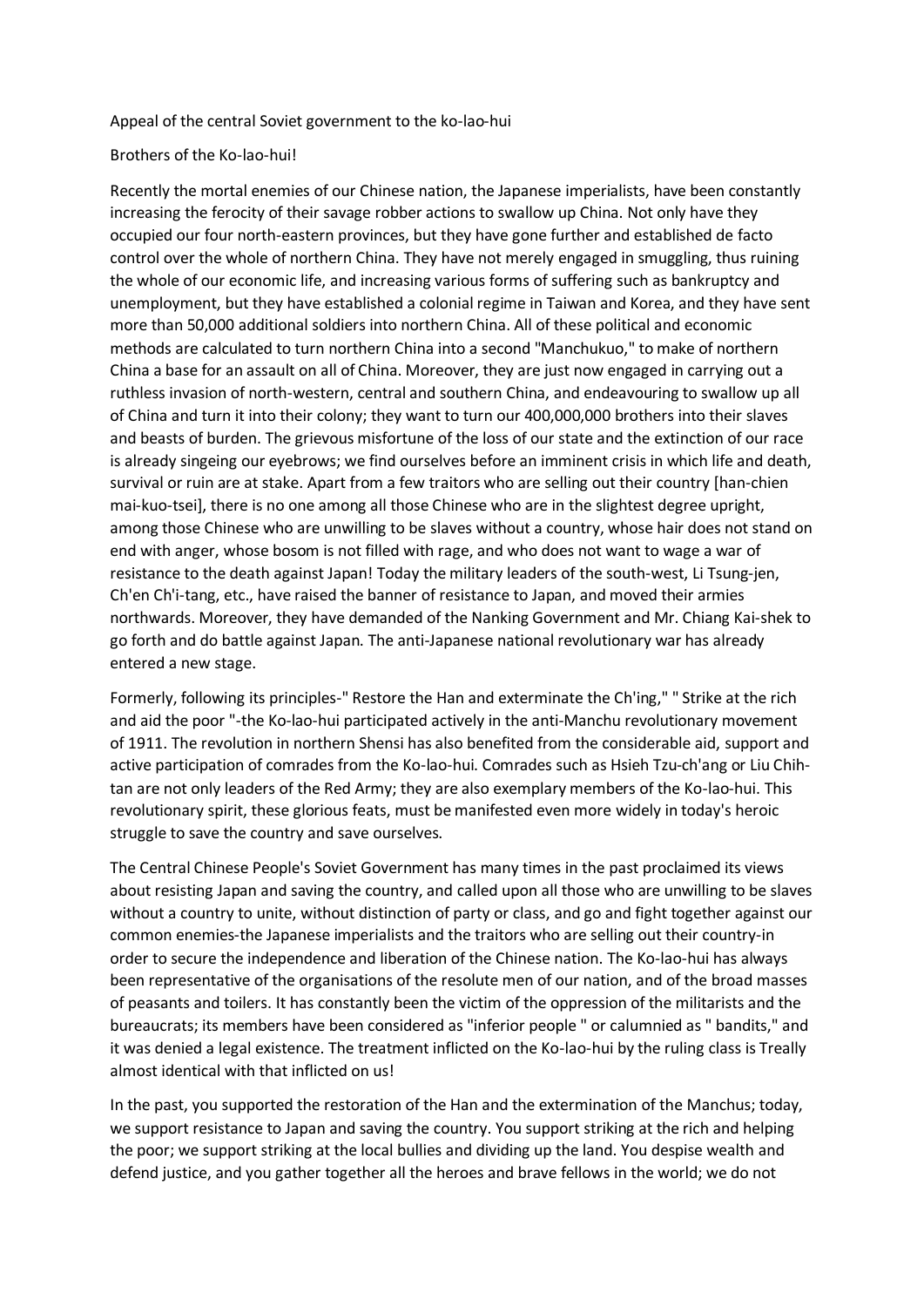Appeal of the central Soviet government to the ko-lao-hui

Brothers of the Ko-lao-hui!

Recently the mortal enemies of our Chinese nation, the Japanese imperialists, have been constantly increasing the ferocity of their savage robber actions to swallow up China. Not only have they occupied our four north-eastern provinces, but they have gone further and established de facto control over the whole of northern China. They have not merely engaged in smuggling, thus ruining the whole of our economic life, and increasing various forms of suffering such as bankruptcy and unemployment, but they have established a colonial regime in Taiwan and Korea, and they have sent more than 50,000 additional soldiers into northern China. All of these political and economic methods are calculated to turn northern China into a second "Manchukuo," to make of northern China a base for an assault on all of China. Moreover, they are just now engaged in carrying out a ruthless invasion of north-western, central and southern China, and endeavouring to swallow up all of China and turn it into their colony; they want to turn our 400,000,000 brothers into their slaves and beasts of burden. The grievous misfortune of the loss of our state and the extinction of our race is already singeing our eyebrows; we find ourselves before an imminent crisis in which life and death, survival or ruin are at stake. Apart from a few traitors who are selling out their country [han-chien mai-kuo-tsei], there is no one among all those Chinese who are in the slightest degree upright, among those Chinese who are unwilling to be slaves without a country, whose hair does not stand on end with anger, whose bosom is not filled with rage, and who does not want to wage a war of resistance to the death against Japan! Today the military leaders of the south-west, Li Tsung-jen, Ch'en Ch'i-tang, etc., have raised the banner of resistance to Japan, and moved their armies northwards. Moreover, they have demanded of the Nanking Government and Mr. Chiang Kai-shek to go forth and do battle against Japan. The anti-Japanese national revolutionary war has already entered a new stage.

Formerly, following its principles-" Restore the Han and exterminate the Ch'ing," " Strike at the rich and aid the poor "-the Ko-lao-hui participated actively in the anti-Manchu revolutionary movement of 1911. The revolution in northern Shensi has also benefited from the considerable aid, support and active participation of comrades from the Ko-lao-hui. Comrades such as Hsieh Tzu-ch'ang or Liu Chih-tan are not only leaders of the Red Army; they are also exemplary members of the Ko-lao-hui. This revolutionary spirit, these glorious feats, must be manifested even more widely in today's heroic struggle to save the country and save ourselves.

The Central Chinese People's Soviet Government has many times in the past proclaimed its views about resisting Japan and saving the country, and called upon all those who are unwilling to be slaves without a country to unite, without distinction of party or class, and go and fight together against our common enemies-the Japanese imperialists and the traitors who are selling out their country-in order to secure the independence and liberation of the Chinese nation. The Ko-lao-hui has always been representative of the organisations of the resolute men of our nation, and of the broad masses of peasants and toilers. It has constantly been the victim of the oppression of the militarists and the bureaucrats; its members have been considered as "inferior people " or calumnied as " bandits," and it was denied a legal existence. The treatment inflicted on the Ko-lao-hui by the ruling class is Treally almost identical with that inflicted on us!

In the past, you supported the restoration of the Han and the extermination of the Manchus; today, we support resistance to Japan and saving the country. You support striking at the rich and helping the poor; we support striking at the local bullies and dividing up the land. You despise wealth and defend justice, and you gather together all the heroes and brave fellows in the world; we do not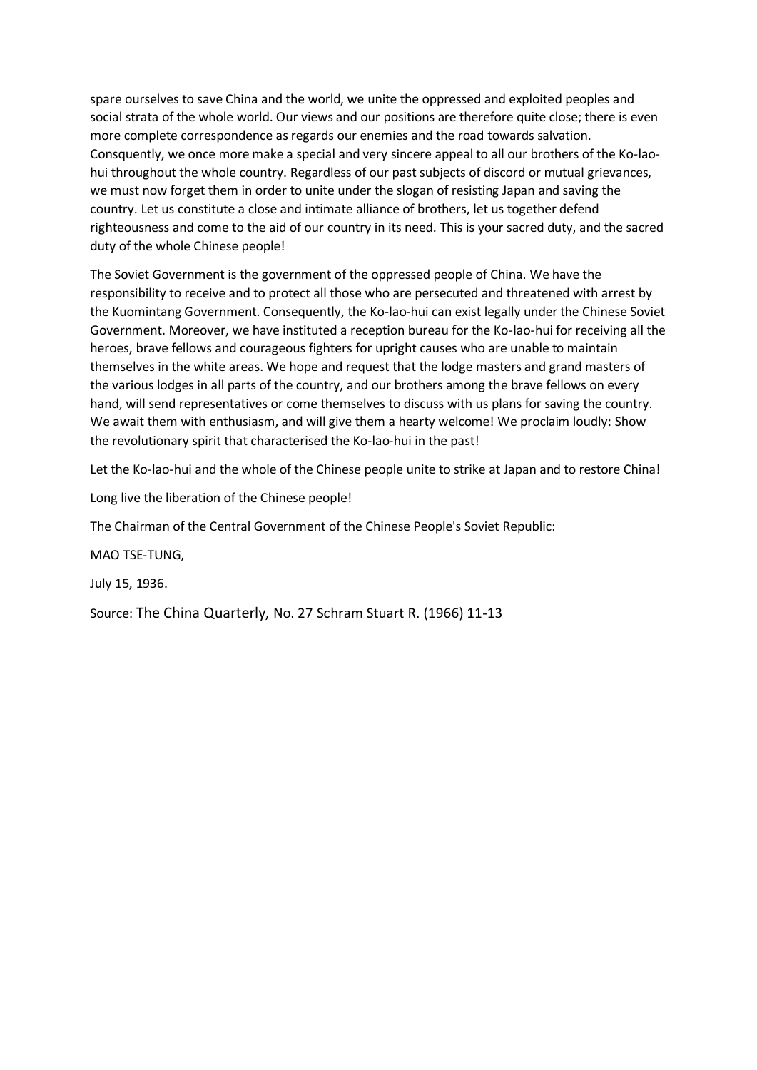spare ourselves to save China and the world, we unite the oppressed and exploited peoples and social strata of the whole world. Our views and our positions are therefore quite close; there is even more complete correspondence as regards our enemies and the road towards salvation. Consquently, we once more make a special and very sincere appeal to all our brothers of the Ko-lao-hui throughout the whole country. Regardless of our past subjects of discord or mutual grievances, we must now forget them in order to unite under the slogan of resisting Japan and saving the country. Let us constitute a close and intimate alliance of brothers, let us together defend righteousness and come to the aid of our country in its need. This is your sacred duty, and the sacred duty of the whole Chinese people!

The Soviet Government is the government of the oppressed people of China. We have the responsibility to receive and to protect all those who are persecuted and threatened with arrest by the Kuomintang Government. Consequently, the Ko-lao-hui can exist legally under the Chinese Soviet Government. Moreover, we have instituted a reception bureau for the Ko-lao-hui for receiving all the heroes, brave fellows and courageous fighters for upright causes who are unable to maintain themselves in the white areas. We hope and request that the lodge masters and grand masters of the various lodges in all parts of the country, and our brothers among the brave fellows on every hand, will send representatives or come themselves to discuss with us plans for saving the country. We await them with enthusiasm, and will give them a hearty welcome! We proclaim loudly: Show the revolutionary spirit that characterised the Ko-lao-hui in the past!

Let the Ko-lao-hui and the whole of the Chinese people unite to strike at Japan and to restore China!

Long live the liberation of the Chinese people!

The Chairman of the Central Government of the Chinese People's Soviet Republic:

MAO TSE-TUNG,

July 15, 1936.

Source: The China Quarterly, No. 27 Schram Stuart R. (1966) 11-13